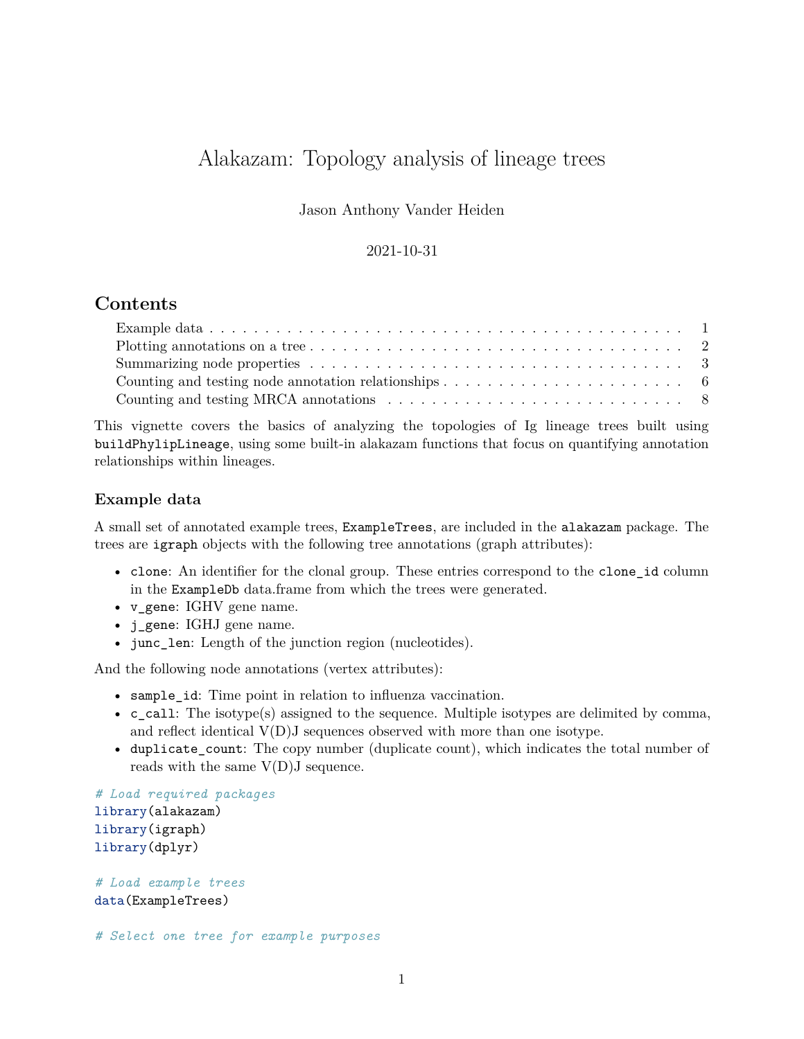# Alakazam: Topology analysis of lineage trees

Jason Anthony Vander Heiden

2021-10-31

## Contents

- Example data . . . 1
- Plotting annotations on a tree . . . 2
- Summarizing node properties . . . 3
- Counting and testing node annotation relationships . . . 6
- Counting and testing MRCA annotations . . . 8

This vignette covers the basics of analyzing the topologies of Ig lineage trees built using `buildPhylipLineage`, using some built-in alakazam functions that focus on quantifying annotation relationships within lineages.

### Example data

A small set of annotated example trees, `ExampleTrees`, are included in the `alakazam` package. The trees are `igraph` objects with the following tree annotations (graph attributes):

- `clone`: An identifier for the clonal group. These entries correspond to the `clone_id` column in the `ExampleDb` data.frame from which the trees were generated.
- `v_gene`: IGHV gene name.
- `j_gene`: IGHJ gene name.
- `junc_len`: Length of the junction region (nucleotides).

And the following node annotations (vertex attributes):

- `sample_id`: Time point in relation to influenza vaccination.
- `c_call`: The isotype(s) assigned to the sequence. Multiple isotypes are delimited by comma, and reflect identical V(D)J sequences observed with more than one isotype.
- `duplicate_count`: The copy number (duplicate count), which indicates the total number of reads with the same V(D)J sequence.

```
# Load required packages
library(alakazam)
library(igraph)
library(dplyr)

# Load example trees
data(ExampleTrees)

# Select one tree for example purposes
```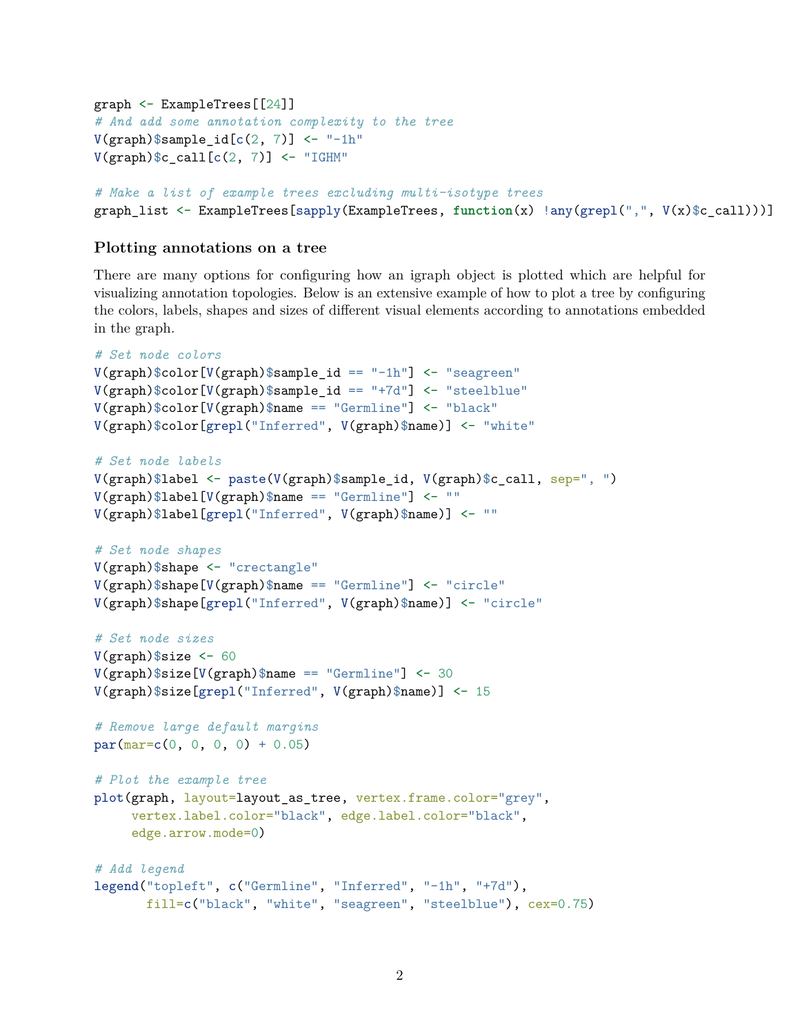```r
graph <- ExampleTrees[[24]]
# And add some annotation complexity to the tree
V(graph)$sample_id[c(2, 7)] <- "-1h"
V(graph)$c_call[c(2, 7)] <- "IGHM"

# Make a list of example trees excluding multi-isotype trees
graph_list <- ExampleTrees[sapply(ExampleTrees, function(x) !any(grepl(",", V(x)$c_call)))]
```

### Plotting annotations on a tree

There are many options for configuring how an igraph object is plotted which are helpful for visualizing annotation topologies. Below is an extensive example of how to plot a tree by configuring the colors, labels, shapes and sizes of different visual elements according to annotations embedded in the graph.

```r
# Set node colors
V(graph)$color[V(graph)$sample_id == "-1h"] <- "seagreen"
V(graph)$color[V(graph)$sample_id == "+7d"] <- "steelblue"
V(graph)$color[V(graph)$name == "Germline"] <- "black"
V(graph)$color[grepl("Inferred", V(graph)$name)] <- "white"

# Set node labels
V(graph)$label <- paste(V(graph)$sample_id, V(graph)$c_call, sep=", ")
V(graph)$label[V(graph)$name == "Germline"] <- ""
V(graph)$label[grepl("Inferred", V(graph)$name)] <- ""

# Set node shapes
V(graph)$shape <- "crectangle"
V(graph)$shape[V(graph)$name == "Germline"] <- "circle"
V(graph)$shape[grepl("Inferred", V(graph)$name)] <- "circle"

# Set node sizes
V(graph)$size <- 60
V(graph)$size[V(graph)$name == "Germline"] <- 30
V(graph)$size[grepl("Inferred", V(graph)$name)] <- 15

# Remove large default margins
par(mar=c(0, 0, 0, 0) + 0.05)

# Plot the example tree
plot(graph, layout=layout_as_tree, vertex.frame.color="grey",
     vertex.label.color="black", edge.label.color="black",
     edge.arrow.mode=0)

# Add legend
legend("topleft", c("Germline", "Inferred", "-1h", "+7d"),
       fill=c("black", "white", "seagreen", "steelblue"), cex=0.75)
```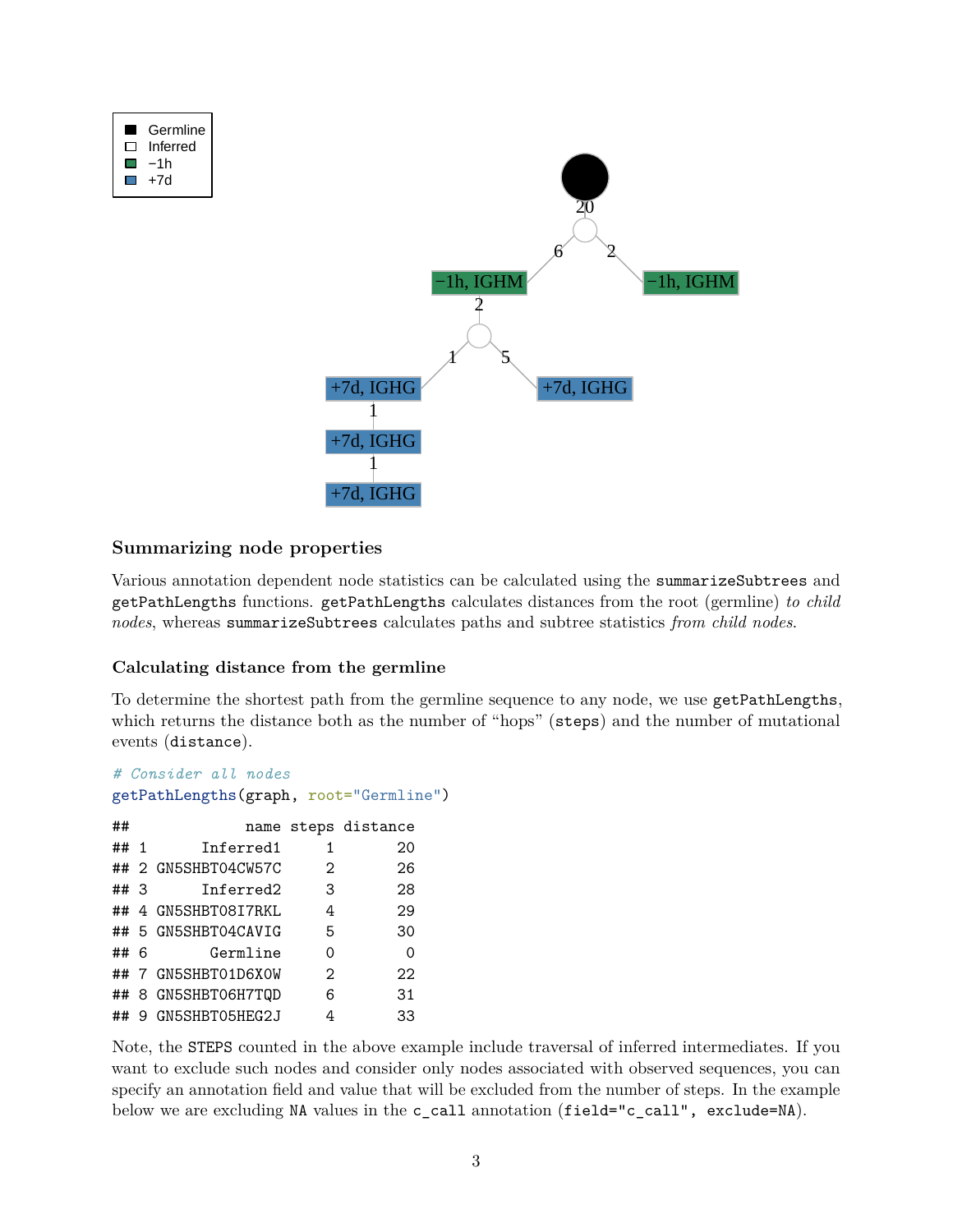## Summarizing node properties

Various annotation dependent node statistics can be calculated using the `summarizeSubtrees` and `getPathLengths` functions. `getPathLengths` calculates distances from the root (germline) *to child nodes*, whereas `summarizeSubtrees` calculates paths and subtree statistics *from child nodes*.

### Calculating distance from the germline

To determine the shortest path from the germline sequence to any node, we use `getPathLengths`, which returns the distance both as the number of "hops" (`steps`) and the number of mutational events (`distance`).

```
# Consider all nodes
getPathLengths(graph, root="Germline")
```

```
##              name steps distance
## 1       Inferred1     1       20
## 2 GN5SHBT04CW57C     2       26
## 3       Inferred2     3       28
## 4 GN5SHBT08I7RKL     4       29
## 5 GN5SHBT04CAVIG     5       30
## 6        Germline     0        0
## 7 GN5SHBT01D6X0W     2       22
## 8 GN5SHBT06H7TQD     6       31
## 9 GN5SHBT05HEG2J     4       33
```

Note, the `STEPS` counted in the above example include traversal of inferred intermediates. If you want to exclude such nodes and consider only nodes associated with observed sequences, you can specify an annotation field and value that will be excluded from the number of steps. In the example below we are excluding `NA` values in the `c_call` annotation (`field="c_call", exclude=NA`).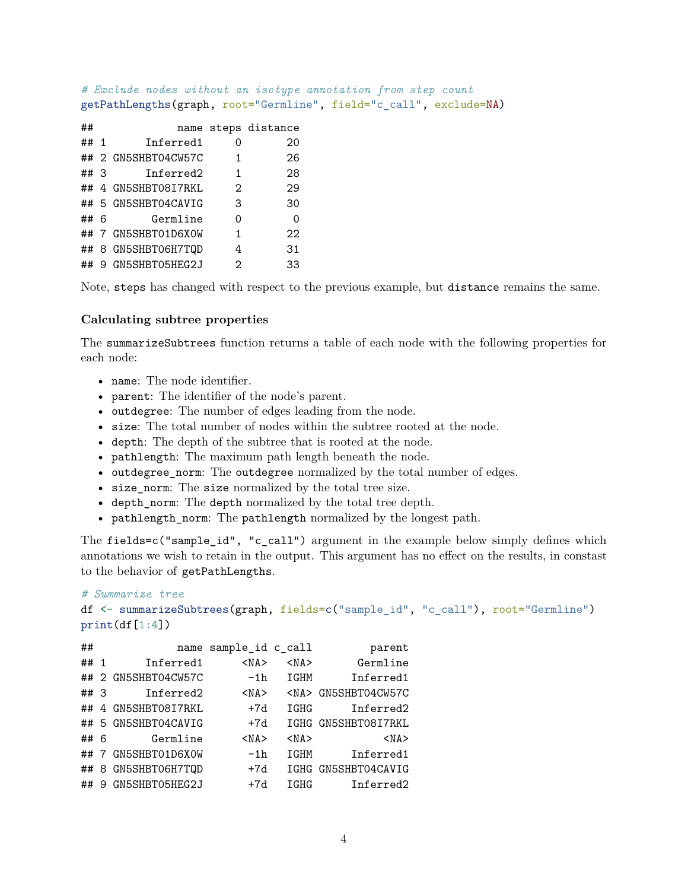```r
# Exclude nodes without an isotype annotation from step count
getPathLengths(graph, root="Germline", field="c_call", exclude=NA)
```

```
##             name steps distance
## 1      Inferred1     0       20
## 2 GN5SHBT04CW57C     1       26
## 3      Inferred2     1       28
## 4 GN5SHBT08I7RKL     2       29
## 5 GN5SHBT04CAVIG     3       30
## 6       Germline     0        0
## 7 GN5SHBT01D6X0W     1       22
## 8 GN5SHBT06H7TQD     4       31
## 9 GN5SHBT05HEG2J     2       33
```

Note, `steps` has changed with respect to the previous example, but `distance` remains the same.

### Calculating subtree properties

The `summarizeSubtrees` function returns a table of each node with the following properties for each node:

- `name`: The node identifier.
- `parent`: The identifier of the node's parent.
- `outdegree`: The number of edges leading from the node.
- `size`: The total number of nodes within the subtree rooted at the node.
- `depth`: The depth of the subtree that is rooted at the node.
- `pathlength`: The maximum path length beneath the node.
- `outdegree_norm`: The `outdegree` normalized by the total number of edges.
- `size_norm`: The `size` normalized by the total tree size.
- `depth_norm`: The `depth` normalized by the total tree depth.
- `pathlength_norm`: The `pathlength` normalized by the longest path.

The `fields=c("sample_id", "c_call")` argument in the example below simply defines which annotations we wish to retain in the output. This argument has no effect on the results, in constast to the behavior of `getPathLengths`.

```r
# Summarize tree
df <- summarizeSubtrees(graph, fields=c("sample_id", "c_call"), root="Germline")
print(df[1:4])
```

```
##             name sample_id c_call         parent
## 1      Inferred1      <NA>   <NA>       Germline
## 2 GN5SHBT04CW57C       -1h   IGHM      Inferred1
## 3      Inferred2      <NA>   <NA> GN5SHBT04CW57C
## 4 GN5SHBT08I7RKL       +7d   IGHG      Inferred2
## 5 GN5SHBT04CAVIG       +7d   IGHG GN5SHBT08I7RKL
## 6       Germline      <NA>   <NA>           <NA>
## 7 GN5SHBT01D6X0W       -1h   IGHM      Inferred1
## 8 GN5SHBT06H7TQD       +7d   IGHG GN5SHBT04CAVIG
## 9 GN5SHBT05HEG2J       +7d   IGHG      Inferred2
```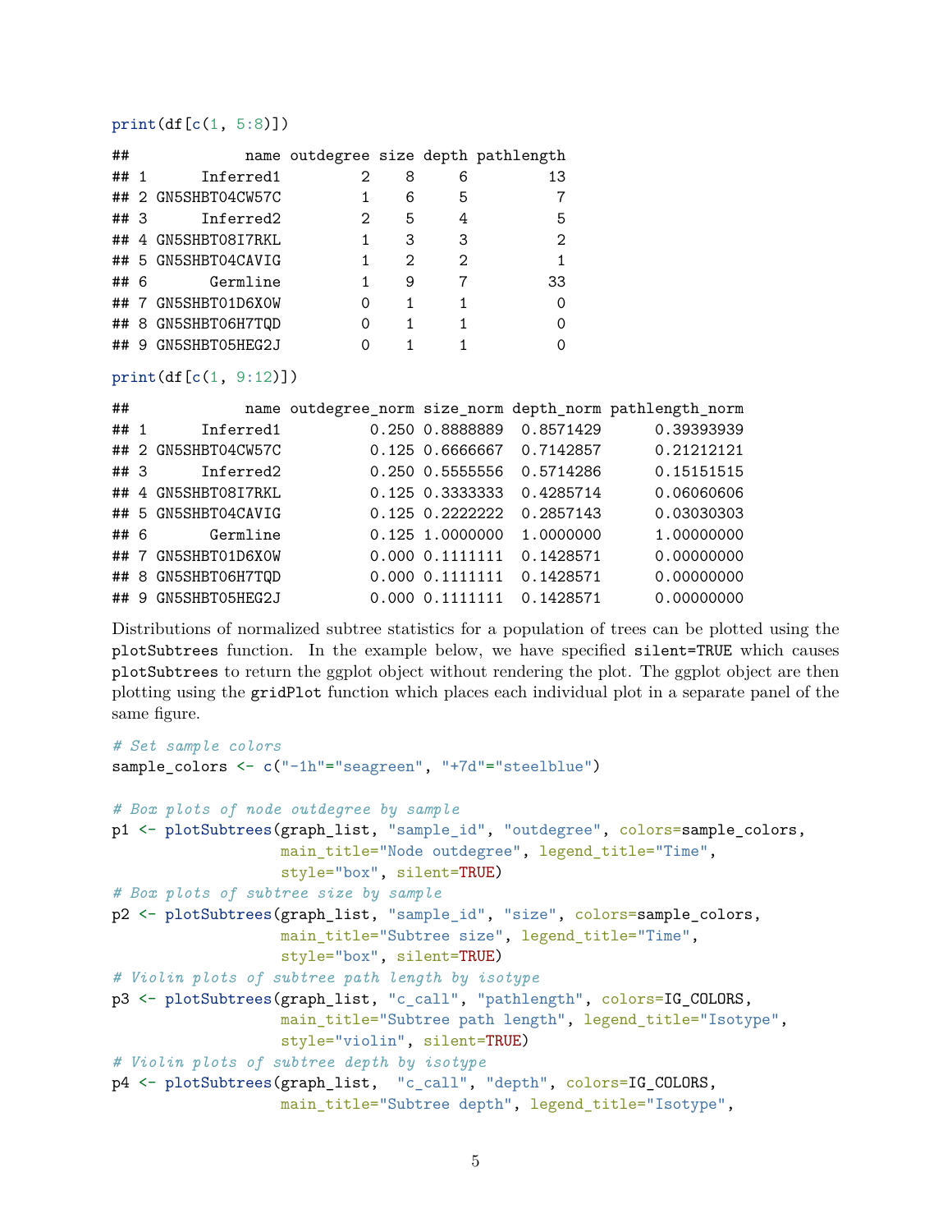```r
print(df[c(1, 5:8)])
```

```
##             name outdegree size depth pathlength
## 1      Inferred1         2    8     6         13
## 2 GN5SHBT04CW57C         1    6     5          7
## 3      Inferred2         2    5     4          5
## 4 GN5SHBT08I7RKL         1    3     3          2
## 5 GN5SHBT04CAVIG         1    2     2          1
## 6       Germline         1    9     7         33
## 7 GN5SHBT01D6X0W         0    1     1          0
## 8 GN5SHBT06H7TQD         0    1     1          0
## 9 GN5SHBT05HEG2J         0    1     1          0
```

```r
print(df[c(1, 9:12)])
```

```
##             name outdegree_norm size_norm depth_norm pathlength_norm
## 1      Inferred1          0.250 0.8888889  0.8571429      0.39393939
## 2 GN5SHBT04CW57C          0.125 0.6666667  0.7142857      0.21212121
## 3      Inferred2          0.250 0.5555556  0.5714286      0.15151515
## 4 GN5SHBT08I7RKL          0.125 0.3333333  0.4285714      0.06060606
## 5 GN5SHBT04CAVIG          0.125 0.2222222  0.2857143      0.03030303
## 6       Germline          0.125 1.0000000  1.0000000      1.00000000
## 7 GN5SHBT01D6X0W          0.000 0.1111111  0.1428571      0.00000000
## 8 GN5SHBT06H7TQD          0.000 0.1111111  0.1428571      0.00000000
## 9 GN5SHBT05HEG2J          0.000 0.1111111  0.1428571      0.00000000
```

Distributions of normalized subtree statistics for a population of trees can be plotted using the `plotSubtrees` function. In the example below, we have specified `silent=TRUE` which causes `plotSubtrees` to return the ggplot object without rendering the plot. The ggplot object are then plotting using the `gridPlot` function which places each individual plot in a separate panel of the same figure.

```r
# Set sample colors
sample_colors <- c("-1h"="seagreen", "+7d"="steelblue")

# Box plots of node outdegree by sample
p1 <- plotSubtrees(graph_list, "sample_id", "outdegree", colors=sample_colors,
                   main_title="Node outdegree", legend_title="Time",
                   style="box", silent=TRUE)
# Box plots of subtree size by sample
p2 <- plotSubtrees(graph_list, "sample_id", "size", colors=sample_colors,
                   main_title="Subtree size", legend_title="Time",
                   style="box", silent=TRUE)
# Violin plots of subtree path length by isotype
p3 <- plotSubtrees(graph_list, "c_call", "pathlength", colors=IG_COLORS,
                   main_title="Subtree path length", legend_title="Isotype",
                   style="violin", silent=TRUE)
# Violin plots of subtree depth by isotype
p4 <- plotSubtrees(graph_list,  "c_call", "depth", colors=IG_COLORS,
                   main_title="Subtree depth", legend_title="Isotype",
```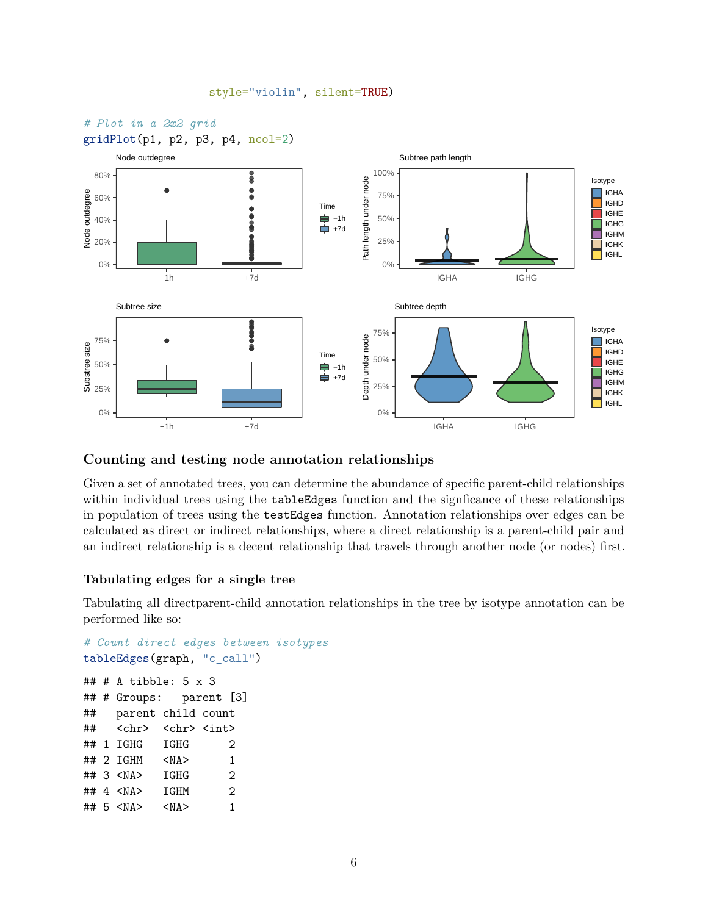```
                    style="violin", silent=TRUE)
```

```
# Plot in a 2x2 grid
gridPlot(p1, p2, p3, p4, ncol=2)
```

### Counting and testing node annotation relationships

Given a set of annotated trees, you can determine the abundance of specific parent-child relationships within individual trees using the `tableEdges` function and the signficance of these relationships in population of trees using the `testEdges` function. Annotation relationships over edges can be calculated as direct or indirect relationships, where a direct relationship is a parent-child pair and an indirect relationship is a decent relationship that travels through another node (or nodes) first.

#### Tabulating edges for a single tree

Tabulating all directparent-child annotation relationships in the tree by isotype annotation can be performed like so:

```
# Count direct edges between isotypes
tableEdges(graph, "c_call")
```

```
## # A tibble: 5 x 3
## # Groups:   parent [3]
##   parent child count
##   <chr>  <chr> <int>
## 1 IGHG   IGHG      2
## 2 IGHM   <NA>      1
## 3 <NA>   IGHG      2
## 4 <NA>   IGHM      2
## 5 <NA>   <NA>      1
```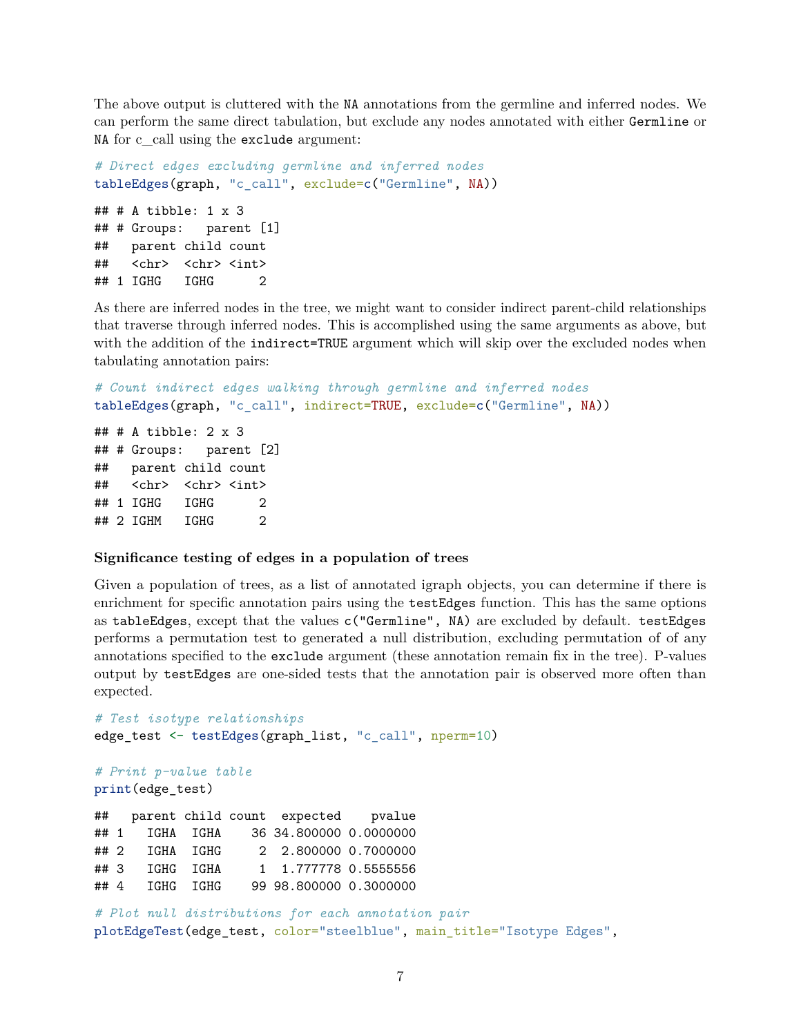The above output is cluttered with the NA annotations from the germline and inferred nodes. We can perform the same direct tabulation, but exclude any nodes annotated with either `Germline` or `NA` for c_call using the `exclude` argument:

```
# Direct edges excluding germline and inferred nodes
tableEdges(graph, "c_call", exclude=c("Germline", NA))
```

```
## # A tibble: 1 x 3
## # Groups:   parent [1]
##   parent child count
##   <chr>  <chr> <int>
## 1 IGHG   IGHG      2
```

As there are inferred nodes in the tree, we might want to consider indirect parent-child relationships that traverse through inferred nodes. This is accomplished using the same arguments as above, but with the addition of the `indirect=TRUE` argument which will skip over the excluded nodes when tabulating annotation pairs:

```
# Count indirect edges walking through germline and inferred nodes
tableEdges(graph, "c_call", indirect=TRUE, exclude=c("Germline", NA))
```

```
## # A tibble: 2 x 3
## # Groups:   parent [2]
##   parent child count
##   <chr>  <chr> <int>
## 1 IGHG   IGHG      2
## 2 IGHM   IGHG      2
```

### Significance testing of edges in a population of trees

Given a population of trees, as a list of annotated igraph objects, you can determine if there is enrichment for specific annotation pairs using the `testEdges` function. This has the same options as `tableEdges`, except that the values `c("Germline", NA)` are excluded by default. `testEdges` performs a permutation test to generated a null distribution, excluding permutation of of any annotations specified to the `exclude` argument (these annotation remain fix in the tree). P-values output by `testEdges` are one-sided tests that the annotation pair is observed more often than expected.

```
# Test isotype relationships
edge_test <- testEdges(graph_list, "c_call", nperm=10)

# Print p-value table
print(edge_test)
```

```
##   parent child count  expected    pvalue
## 1   IGHA  IGHA    36 34.800000 0.0000000
## 2   IGHA  IGHG     2  2.800000 0.7000000
## 3   IGHG  IGHA     1  1.777778 0.5555556
## 4   IGHG  IGHG    99 98.800000 0.3000000
```

```
# Plot null distributions for each annotation pair
plotEdgeTest(edge_test, color="steelblue", main_title="Isotype Edges",
```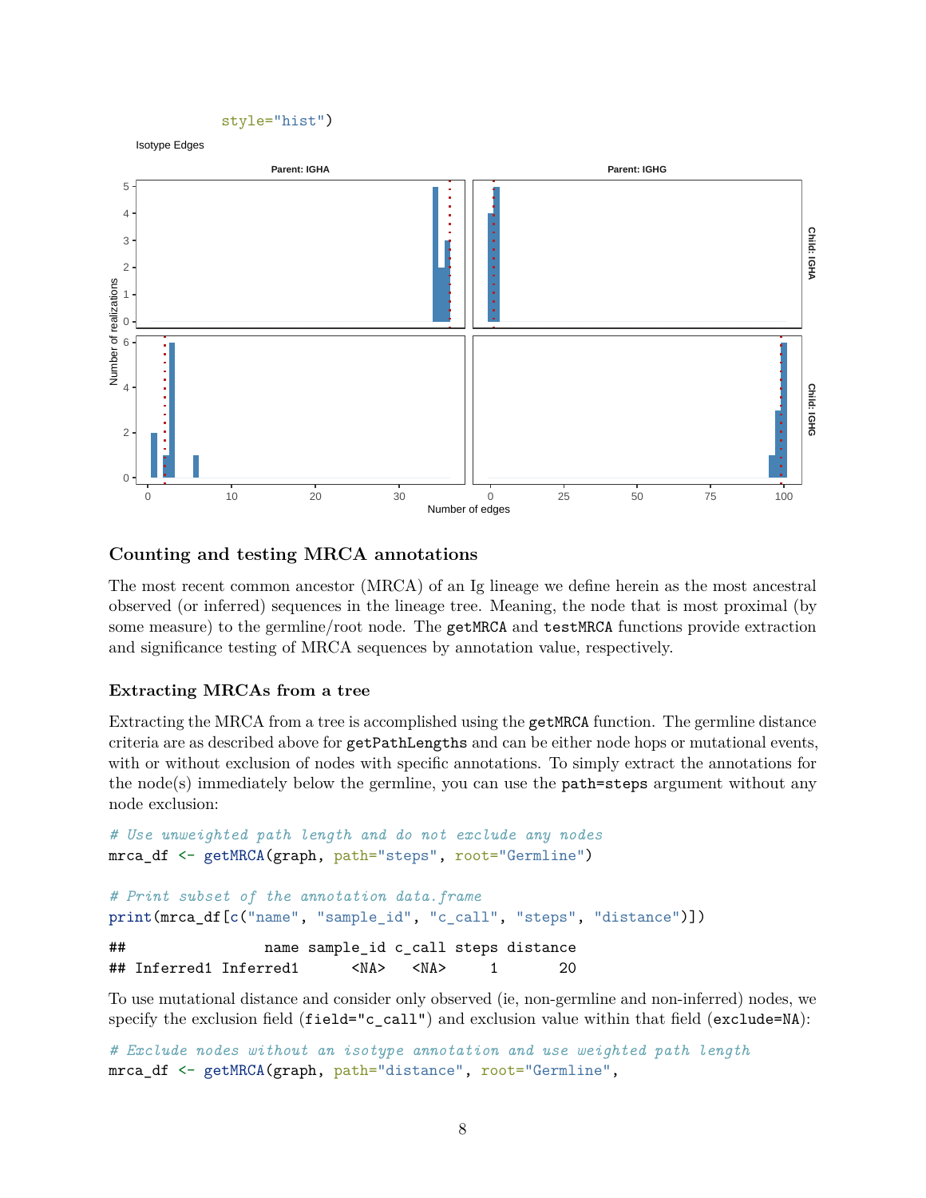```
                style="hist")
```

Isotype Edges

Parent: IGHA | Parent: IGHG | Child: IGHA | Child: IGHG | Number of realizations | Number of edges

## Counting and testing MRCA annotations

The most recent common ancestor (MRCA) of an Ig lineage we define herein as the most ancestral observed (or inferred) sequences in the lineage tree. Meaning, the node that is most proximal (by some measure) to the germline/root node. The `getMRCA` and `testMRCA` functions provide extraction and significance testing of MRCA sequences by annotation value, respectively.

### Extracting MRCAs from a tree

Extracting the MRCA from a tree is accomplished using the `getMRCA` function. The germline distance criteria are as described above for `getPathLengths` and can be either node hops or mutational events, with or without exclusion of nodes with specific annotations. To simply extract the annotations for the node(s) immediately below the germline, you can use the `path=steps` argument without any node exclusion:

```
# Use unweighted path length and do not exclude any nodes
mrca_df <- getMRCA(graph, path="steps", root="Germline")

# Print subset of the annotation data.frame
print(mrca_df[c("name", "sample_id", "c_call", "steps", "distance")])

##                 name sample_id c_call steps distance
## Inferred1 Inferred1      <NA>   <NA>     1       20
```

To use mutational distance and consider only observed (ie, non-germline and non-inferred) nodes, we specify the exclusion field (`field="c_call"`) and exclusion value within that field (`exclude=NA`):

```
# Exclude nodes without an isotype annotation and use weighted path length
mrca_df <- getMRCA(graph, path="distance", root="Germline",
```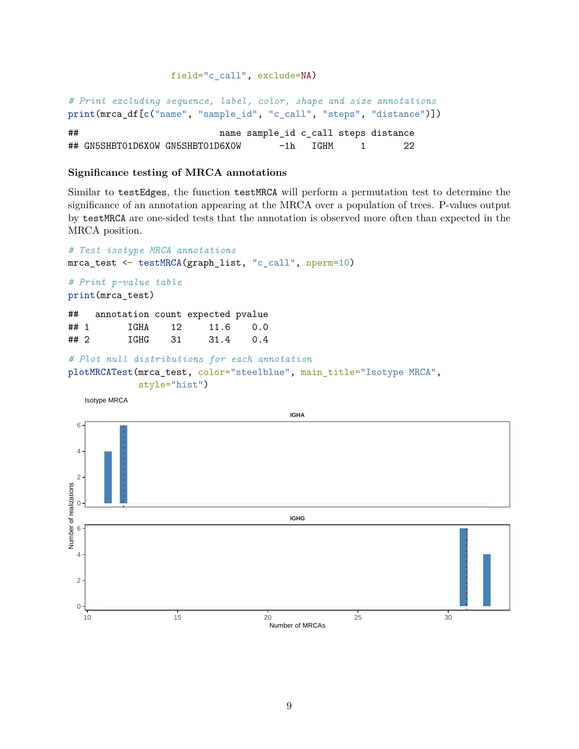```r
                  field="c_call", exclude=NA)

# Print excluding sequence, label, color, shape and size annotations
print(mrca_df[c("name", "sample_id", "c_call", "steps", "distance")])
```

```
##                             name sample_id c_call steps distance
## GN5SHBT01D6X0W GN5SHBT01D6X0W       -1h   IGHM     1       22
```

### Significance testing of MRCA annotations

Similar to `testEdges`, the function `testMRCA` will perform a permutation test to determine the significance of an annotation appearing at the MRCA over a population of trees. P-values output by `testMRCA` are one-sided tests that the annotation is observed more often than expected in the MRCA position.

```r
# Test isotype MRCA annotations
mrca_test <- testMRCA(graph_list, "c_call", nperm=10)

# Print p-value table
print(mrca_test)
```

```
##   annotation count expected pvalue
## 1       IGHA    12     11.6    0.0
## 2       IGHG    31     31.4    0.4
```

```r
# Plot null distributions for each annotation
plotMRCATest(mrca_test, color="steelblue", main_title="Isotype MRCA",
             style="hist")
```

Isotype MRCA

IGHA

IGHG

Number of realizations

0
2
4
6

10
15
20
25
30

Number of MRCAs